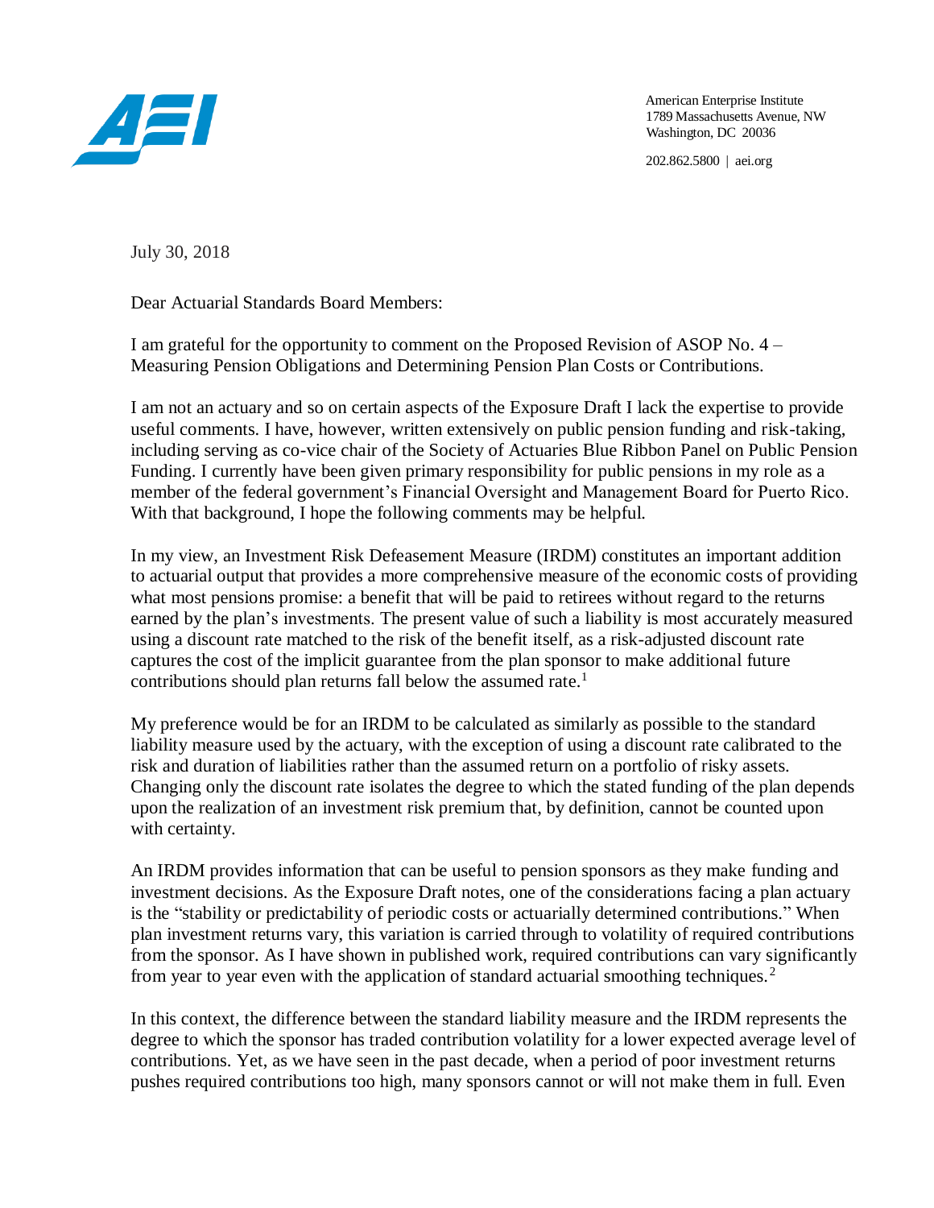American Enterprise Institute
1789 Massachusetts Avenue, NW
Washington, DC 20036

202.862.5800 | aei.org

July 30, 2018

Dear Actuarial Standards Board Members:

I am grateful for the opportunity to comment on the Proposed Revision of ASOP No. 4 – Measuring Pension Obligations and Determining Pension Plan Costs or Contributions.

I am not an actuary and so on certain aspects of the Exposure Draft I lack the expertise to provide useful comments. I have, however, written extensively on public pension funding and risk-taking, including serving as co-vice chair of the Society of Actuaries Blue Ribbon Panel on Public Pension Funding. I currently have been given primary responsibility for public pensions in my role as a member of the federal government's Financial Oversight and Management Board for Puerto Rico. With that background, I hope the following comments may be helpful.

In my view, an Investment Risk Defeasement Measure (IRDM) constitutes an important addition to actuarial output that provides a more comprehensive measure of the economic costs of providing what most pensions promise: a benefit that will be paid to retirees without regard to the returns earned by the plan's investments. The present value of such a liability is most accurately measured using a discount rate matched to the risk of the benefit itself, as a risk-adjusted discount rate captures the cost of the implicit guarantee from the plan sponsor to make additional future contributions should plan returns fall below the assumed rate.[1]

My preference would be for an IRDM to be calculated as similarly as possible to the standard liability measure used by the actuary, with the exception of using a discount rate calibrated to the risk and duration of liabilities rather than the assumed return on a portfolio of risky assets. Changing only the discount rate isolates the degree to which the stated funding of the plan depends upon the realization of an investment risk premium that, by definition, cannot be counted upon with certainty.

An IRDM provides information that can be useful to pension sponsors as they make funding and investment decisions. As the Exposure Draft notes, one of the considerations facing a plan actuary is the "stability or predictability of periodic costs or actuarially determined contributions." When plan investment returns vary, this variation is carried through to volatility of required contributions from the sponsor. As I have shown in published work, required contributions can vary significantly from year to year even with the application of standard actuarial smoothing techniques.[2]

In this context, the difference between the standard liability measure and the IRDM represents the degree to which the sponsor has traded contribution volatility for a lower expected average level of contributions. Yet, as we have seen in the past decade, when a period of poor investment returns pushes required contributions too high, many sponsors cannot or will not make them in full. Even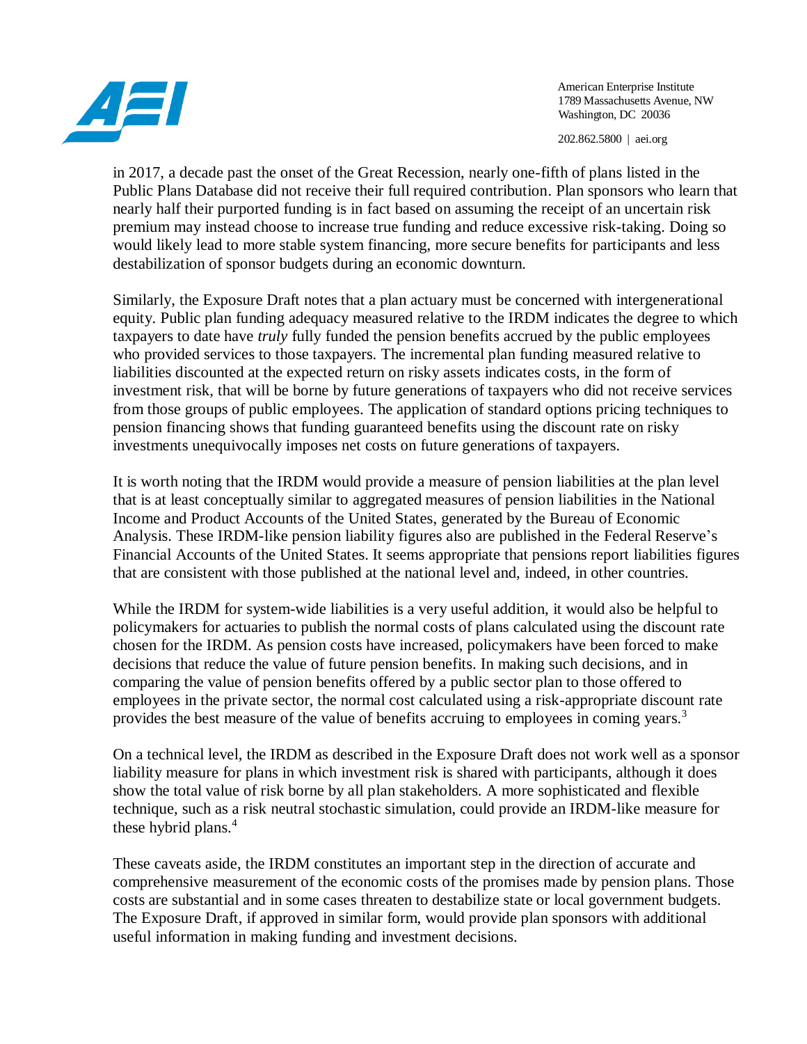in 2017, a decade past the onset of the Great Recession, nearly one-fifth of plans listed in the Public Plans Database did not receive their full required contribution. Plan sponsors who learn that nearly half their purported funding is in fact based on assuming the receipt of an uncertain risk premium may instead choose to increase true funding and reduce excessive risk-taking. Doing so would likely lead to more stable system financing, more secure benefits for participants and less destabilization of sponsor budgets during an economic downturn.

Similarly, the Exposure Draft notes that a plan actuary must be concerned with intergenerational equity. Public plan funding adequacy measured relative to the IRDM indicates the degree to which taxpayers to date have *truly* fully funded the pension benefits accrued by the public employees who provided services to those taxpayers. The incremental plan funding measured relative to liabilities discounted at the expected return on risky assets indicates costs, in the form of investment risk, that will be borne by future generations of taxpayers who did not receive services from those groups of public employees. The application of standard options pricing techniques to pension financing shows that funding guaranteed benefits using the discount rate on risky investments unequivocally imposes net costs on future generations of taxpayers.

It is worth noting that the IRDM would provide a measure of pension liabilities at the plan level that is at least conceptually similar to aggregated measures of pension liabilities in the National Income and Product Accounts of the United States, generated by the Bureau of Economic Analysis. These IRDM-like pension liability figures also are published in the Federal Reserve's Financial Accounts of the United States. It seems appropriate that pensions report liabilities figures that are consistent with those published at the national level and, indeed, in other countries.

While the IRDM for system-wide liabilities is a very useful addition, it would also be helpful to policymakers for actuaries to publish the normal costs of plans calculated using the discount rate chosen for the IRDM. As pension costs have increased, policymakers have been forced to make decisions that reduce the value of future pension benefits. In making such decisions, and in comparing the value of pension benefits offered by a public sector plan to those offered to employees in the private sector, the normal cost calculated using a risk-appropriate discount rate provides the best measure of the value of benefits accruing to employees in coming years.[3]

On a technical level, the IRDM as described in the Exposure Draft does not work well as a sponsor liability measure for plans in which investment risk is shared with participants, although it does show the total value of risk borne by all plan stakeholders. A more sophisticated and flexible technique, such as a risk neutral stochastic simulation, could provide an IRDM-like measure for these hybrid plans.[4]

These caveats aside, the IRDM constitutes an important step in the direction of accurate and comprehensive measurement of the economic costs of the promises made by pension plans. Those costs are substantial and in some cases threaten to destabilize state or local government budgets. The Exposure Draft, if approved in similar form, would provide plan sponsors with additional useful information in making funding and investment decisions.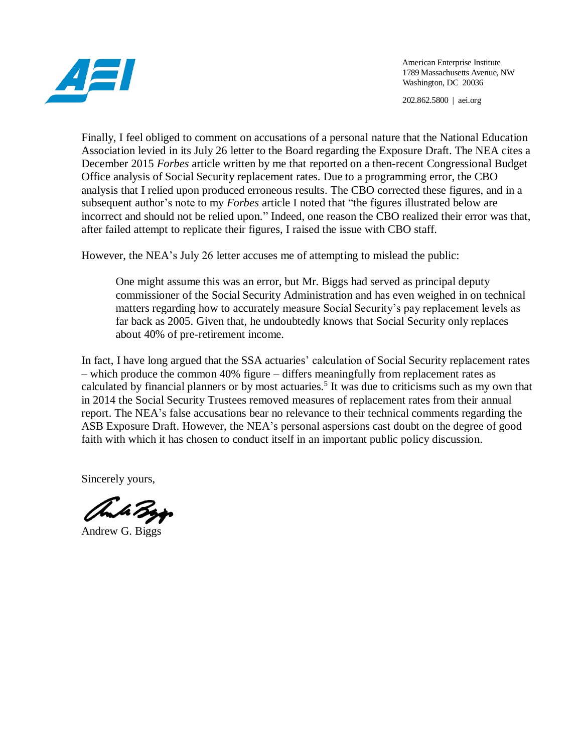Finally, I feel obliged to comment on accusations of a personal nature that the National Education Association levied in its July 26 letter to the Board regarding the Exposure Draft. The NEA cites a December 2015 *Forbes* article written by me that reported on a then-recent Congressional Budget Office analysis of Social Security replacement rates. Due to a programming error, the CBO analysis that I relied upon produced erroneous results. The CBO corrected these figures, and in a subsequent author's note to my *Forbes* article I noted that "the figures illustrated below are incorrect and should not be relied upon." Indeed, one reason the CBO realized their error was that, after failed attempt to replicate their figures, I raised the issue with CBO staff.

However, the NEA's July 26 letter accuses me of attempting to mislead the public:

> One might assume this was an error, but Mr. Biggs had served as principal deputy commissioner of the Social Security Administration and has even weighed in on technical matters regarding how to accurately measure Social Security's pay replacement levels as far back as 2005. Given that, he undoubtedly knows that Social Security only replaces about 40% of pre-retirement income.

In fact, I have long argued that the SSA actuaries' calculation of Social Security replacement rates – which produce the common 40% figure – differs meaningfully from replacement rates as calculated by financial planners or by most actuaries.[5] It was due to criticisms such as my own that in 2014 the Social Security Trustees removed measures of replacement rates from their annual report. The NEA's false accusations bear no relevance to their technical comments regarding the ASB Exposure Draft. However, the NEA's personal aspersions cast doubt on the degree of good faith with which it has chosen to conduct itself in an important public policy discussion.

Sincerely yours,

Andrew G. Biggs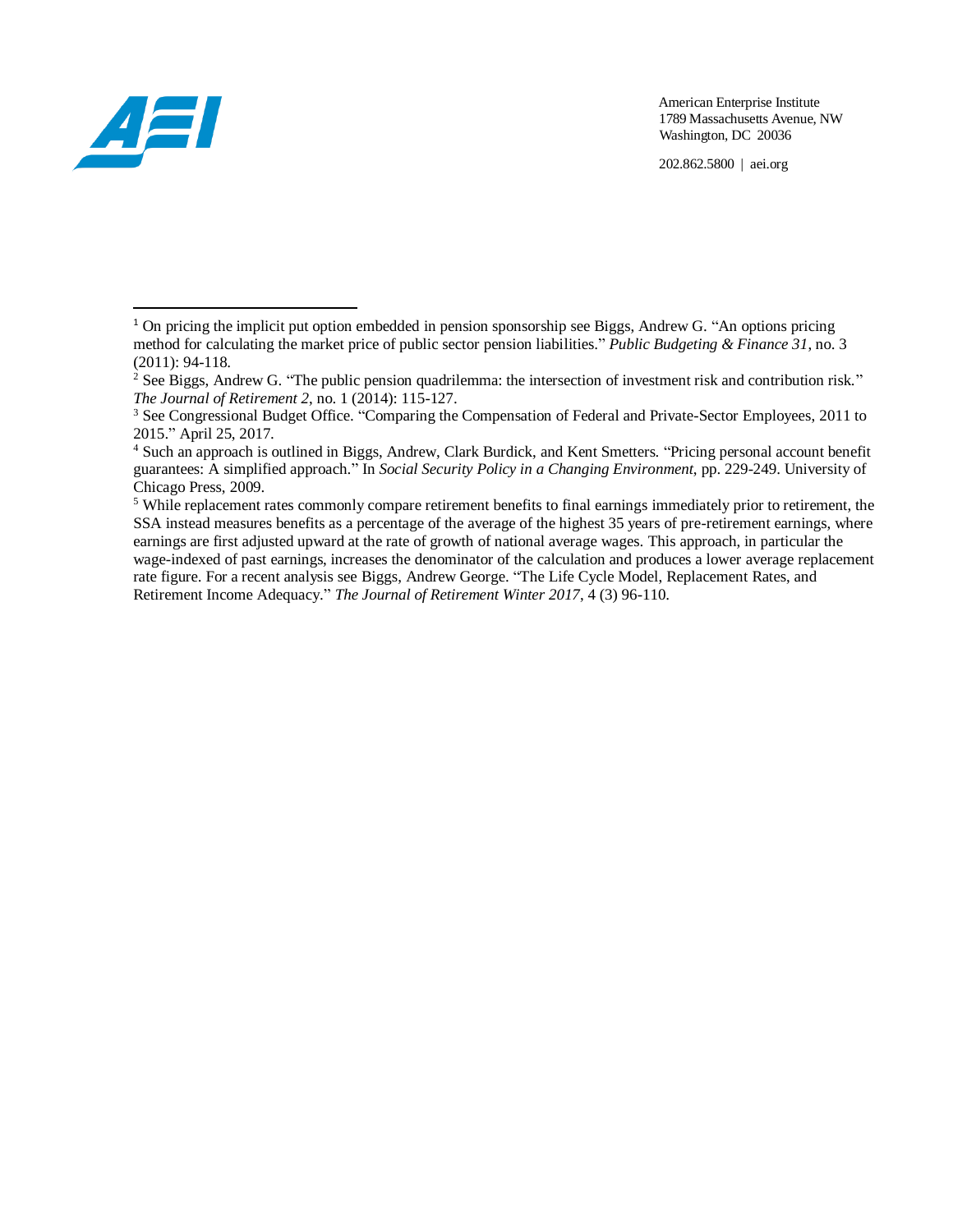American Enterprise Institute
1789 Massachusetts Avenue, NW
Washington, DC 20036

202.862.5800 | aei.org

---

[1] On pricing the implicit put option embedded in pension sponsorship see Biggs, Andrew G. "An options pricing method for calculating the market price of public sector pension liabilities." *Public Budgeting & Finance 31*, no. 3 (2011): 94-118.

[2] See Biggs, Andrew G. "The public pension quadrilemma: the intersection of investment risk and contribution risk." *The Journal of Retirement 2*, no. 1 (2014): 115-127.

[3] See Congressional Budget Office. "Comparing the Compensation of Federal and Private-Sector Employees, 2011 to 2015." April 25, 2017.

[4] Such an approach is outlined in Biggs, Andrew, Clark Burdick, and Kent Smetters. "Pricing personal account benefit guarantees: A simplified approach." In *Social Security Policy in a Changing Environment*, pp. 229-249. University of Chicago Press, 2009.

[5] While replacement rates commonly compare retirement benefits to final earnings immediately prior to retirement, the SSA instead measures benefits as a percentage of the average of the highest 35 years of pre-retirement earnings, where earnings are first adjusted upward at the rate of growth of national average wages. This approach, in particular the wage-indexed of past earnings, increases the denominator of the calculation and produces a lower average replacement rate figure. For a recent analysis see Biggs, Andrew George. "The Life Cycle Model, Replacement Rates, and Retirement Income Adequacy." *The Journal of Retirement Winter 2017*, 4 (3) 96-110.